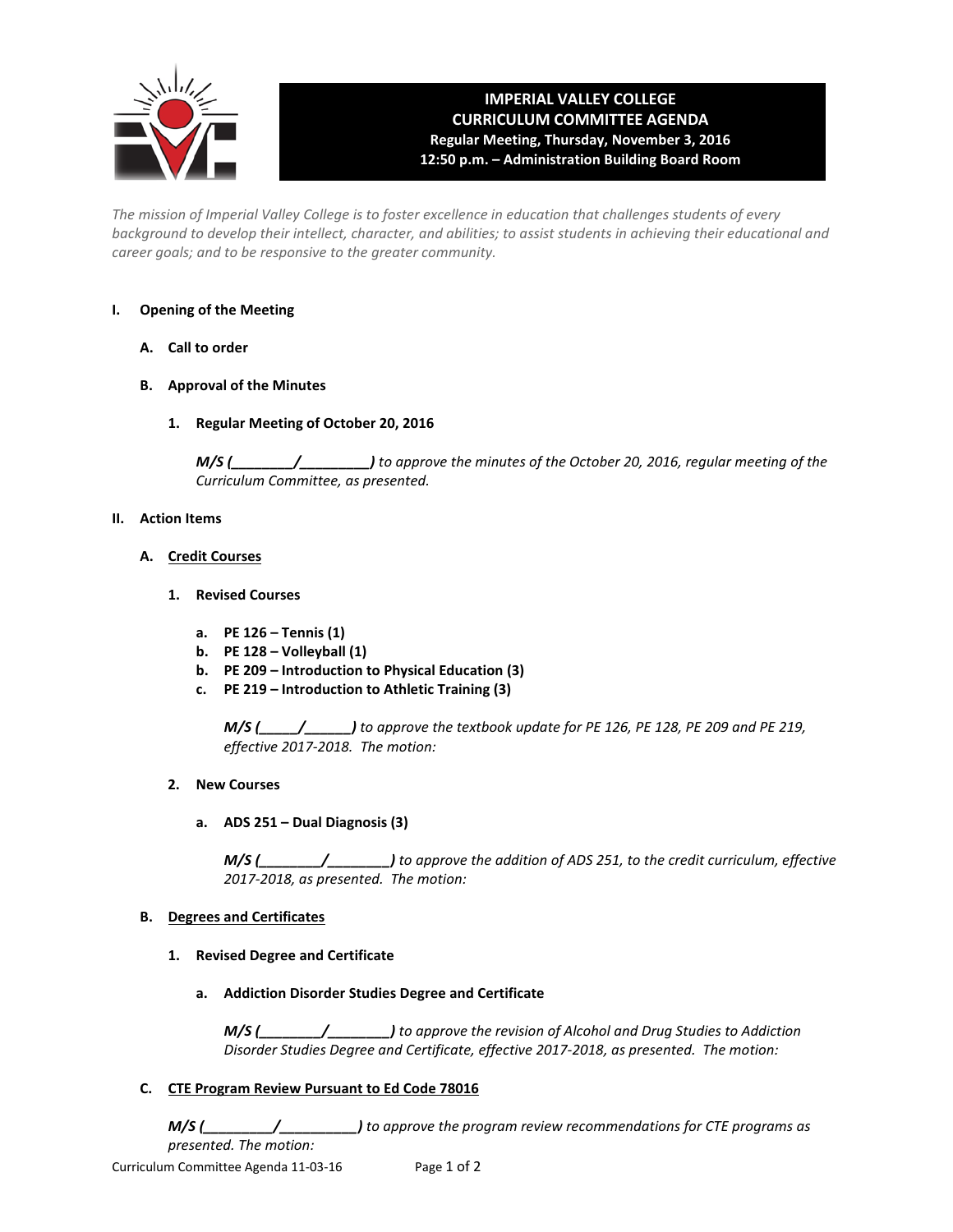# IMPERIAL VALLEY COLLEGE
## CURRICULUM COMMITTEE AGENDA
**Regular Meeting, Thursday, November 3, 2016**
**12:50 p.m. – Administration Building Board Room**

*The mission of Imperial Valley College is to foster excellence in education that challenges students of every background to develop their intellect, character, and abilities; to assist students in achieving their educational and career goals; and to be responsive to the greater community.*

**I. Opening of the Meeting**

**A. Call to order**

**B. Approval of the Minutes**

**1. Regular Meeting of October 20, 2016**

***M/S (________/_________)*** *to approve the minutes of the October 20, 2016, regular meeting of the Curriculum Committee, as presented.*

**II. Action Items**

**A. Credit Courses**

**1. Revised Courses**

- **a. PE 126 – Tennis (1)**
- **b. PE 128 – Volleyball (1)**
- **b. PE 209 – Introduction to Physical Education (3)**
- **c. PE 219 – Introduction to Athletic Training (3)**

***M/S (_____/______)*** *to approve the textbook update for PE 126, PE 128, PE 209 and PE 219, effective 2017-2018. The motion:*

**2. New Courses**

**a. ADS 251 – Dual Diagnosis (3)**

***M/S (________/________)*** *to approve the addition of ADS 251, to the credit curriculum, effective 2017-2018, as presented. The motion:*

**B. Degrees and Certificates**

**1. Revised Degree and Certificate**

**a. Addiction Disorder Studies Degree and Certificate**

***M/S (________/________)*** *to approve the revision of Alcohol and Drug Studies to Addiction Disorder Studies Degree and Certificate, effective 2017-2018, as presented. The motion:*

**C. CTE Program Review Pursuant to Ed Code 78016**

***M/S (_________/__________)*** *to approve the program review recommendations for CTE programs as presented. The motion:*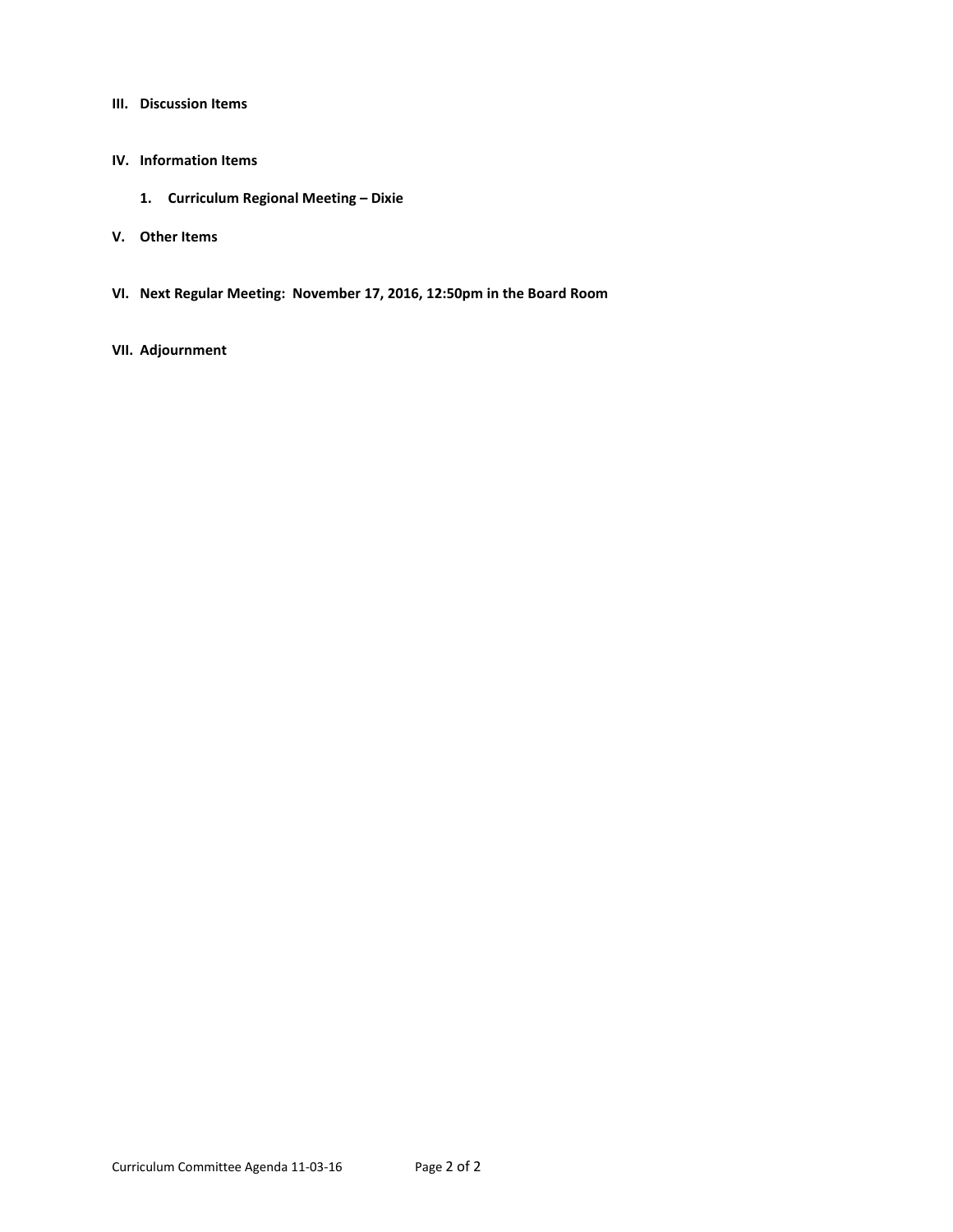**III. Discussion Items**

**IV. Information Items**

1. **Curriculum Regional Meeting – Dixie**

**V. Other Items**

**VI. Next Regular Meeting: November 17, 2016, 12:50pm in the Board Room**

**VII. Adjournment**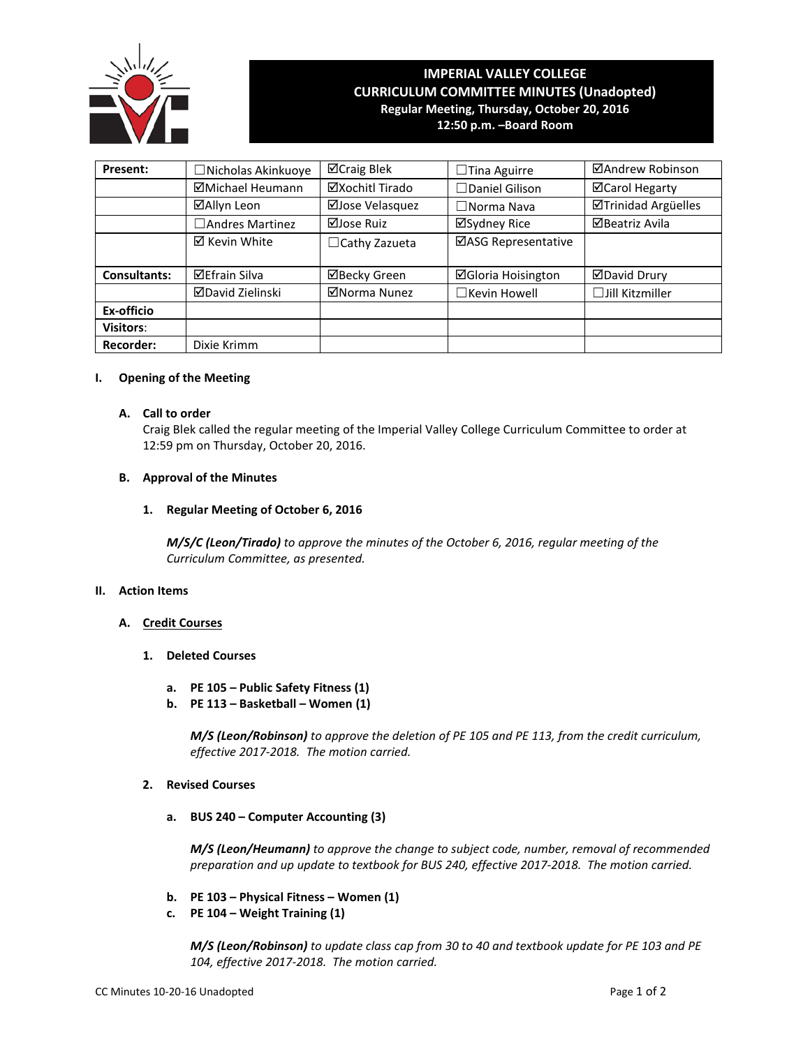# IMPERIAL VALLEY COLLEGE
## CURRICULUM COMMITTEE MINUTES (Unadopted)
**Regular Meeting, Thursday, October 20, 2016**
**12:50 p.m. –Board Room**

| | | | | |
|---|---|---|---|---|
| **Present:** | ☐Nicholas Akinkuoye | ☑Craig Blek | ☐Tina Aguirre | ☑Andrew Robinson |
| | ☑Michael Heumann | ☑Xochitl Tirado | ☐Daniel Gilison | ☑Carol Hegarty |
| | ☑Allyn Leon | ☑Jose Velasquez | ☐Norma Nava | ☑Trinidad Argüelles |
| | ☐Andres Martinez | ☑Jose Ruiz | ☑Sydney Rice | ☑Beatriz Avila |
| | ☑ Kevin White | ☐Cathy Zazueta | ☑ASG Representative | |
| **Consultants:** | ☑Efrain Silva | ☑Becky Green | ☑Gloria Hoisington | ☑David Drury |
| | ☑David Zielinski | ☑Norma Nunez | ☐Kevin Howell | ☐Jill Kitzmiller |
| **Ex-officio** | | | | |
| **Visitors**: | | | | |
| **Recorder:** | Dixie Krimm | | | |

## I. Opening of the Meeting

### A. Call to order

Craig Blek called the regular meeting of the Imperial Valley College Curriculum Committee to order at 12:59 pm on Thursday, October 20, 2016.

### B. Approval of the Minutes

#### 1. Regular Meeting of October 6, 2016

***M/S/C (Leon/Tirado)*** *to approve the minutes of the October 6, 2016, regular meeting of the Curriculum Committee, as presented.*

## II. Action Items

### A. Credit Courses

#### 1. Deleted Courses

**a. PE 105 – Public Safety Fitness (1)**
**b. PE 113 – Basketball – Women (1)**

***M/S (Leon/Robinson)*** *to approve the deletion of PE 105 and PE 113, from the credit curriculum, effective 2017-2018. The motion carried.*

#### 2. Revised Courses

**a. BUS 240 – Computer Accounting (3)**

***M/S (Leon/Heumann)*** *to approve the change to subject code, number, removal of recommended preparation and up update to textbook for BUS 240, effective 2017-2018. The motion carried.*

**b. PE 103 – Physical Fitness – Women (1)**
**c. PE 104 – Weight Training (1)**

***M/S (Leon/Robinson)*** *to update class cap from 30 to 40 and textbook update for PE 103 and PE 104, effective 2017-2018. The motion carried.*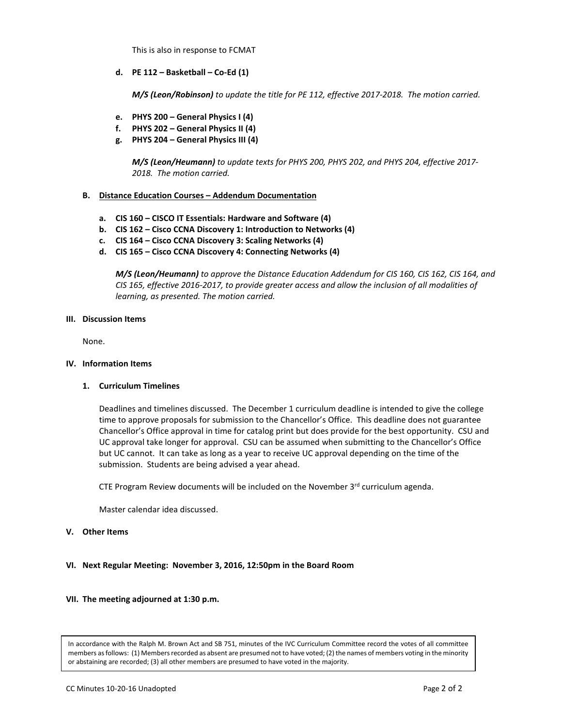This is also in response to FCMAT

**d. PE 112 – Basketball – Co-Ed (1)**

***M/S (Leon/Robinson)*** *to update the title for PE 112, effective 2017-2018. The motion carried.*

**e. PHYS 200 – General Physics I (4)**
**f. PHYS 202 – General Physics II (4)**
**g. PHYS 204 – General Physics III (4)**

***M/S (Leon/Heumann)*** *to update texts for PHYS 200, PHYS 202, and PHYS 204, effective 2017-2018. The motion carried.*

**B. Distance Education Courses – Addendum Documentation**

**a. CIS 160 – CISCO IT Essentials: Hardware and Software (4)**
**b. CIS 162 – Cisco CCNA Discovery 1: Introduction to Networks (4)**
**c. CIS 164 – Cisco CCNA Discovery 3: Scaling Networks (4)**
**d. CIS 165 – Cisco CCNA Discovery 4: Connecting Networks (4)**

***M/S (Leon/Heumann)*** *to approve the Distance Education Addendum for CIS 160, CIS 162, CIS 164, and CIS 165, effective 2016-2017, to provide greater access and allow the inclusion of all modalities of learning, as presented. The motion carried.*

## III. Discussion Items

None.

## IV. Information Items

### 1. Curriculum Timelines

Deadlines and timelines discussed. The December 1 curriculum deadline is intended to give the college time to approve proposals for submission to the Chancellor's Office. This deadline does not guarantee Chancellor's Office approval in time for catalog print but does provide for the best opportunity. CSU and UC approval take longer for approval. CSU can be assumed when submitting to the Chancellor's Office but UC cannot. It can take as long as a year to receive UC approval depending on the time of the submission. Students are being advised a year ahead.

CTE Program Review documents will be included on the November 3rd curriculum agenda.

Master calendar idea discussed.

## V. Other Items

## VI. Next Regular Meeting: November 3, 2016, 12:50pm in the Board Room

## VII. The meeting adjourned at 1:30 p.m.

In accordance with the Ralph M. Brown Act and SB 751, minutes of the IVC Curriculum Committee record the votes of all committee members as follows: (1) Members recorded as absent are presumed not to have voted; (2) the names of members voting in the minority or abstaining are recorded; (3) all other members are presumed to have voted in the majority.

CC Minutes 10-20-16 Unadopted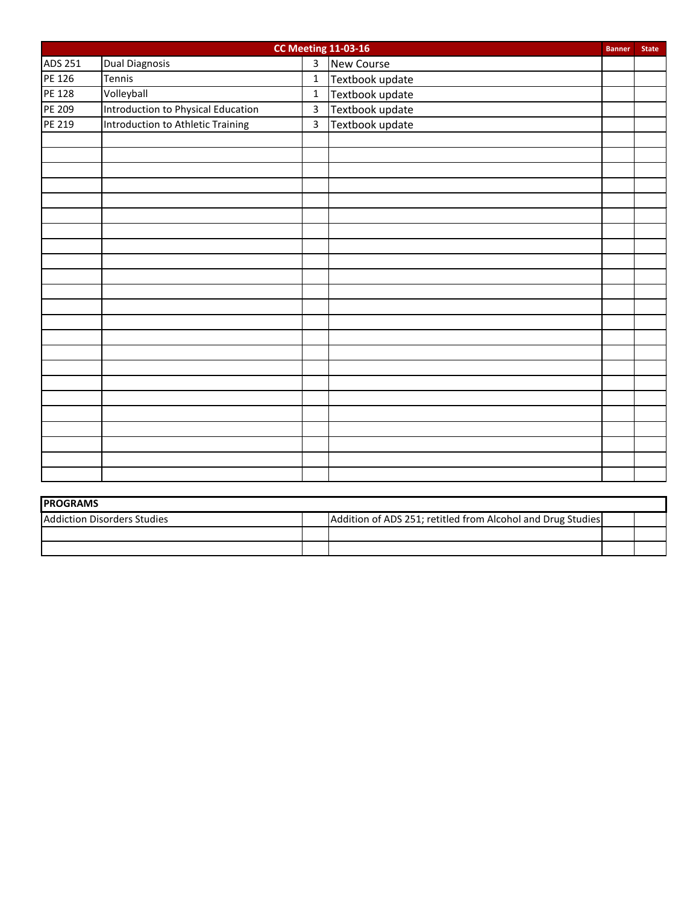| CC Meeting 11-03-16 | | | | Banner | State |
|---|---|---|---|---|---|
| ADS 251 | Dual Diagnosis | 3 | New Course | | |
| PE 126 | Tennis | 1 | Textbook update | | |
| PE 128 | Volleyball | 1 | Textbook update | | |
| PE 209 | Introduction to Physical Education | 3 | Textbook update | | |
| PE 219 | Introduction to Athletic Training | 3 | Textbook update | | |

| PROGRAMS | | | | |
|---|---|---|---|---|
| Addiction Disorders Studies | | Addition of ADS 251; retitled from Alcohol and Drug Studies | | |